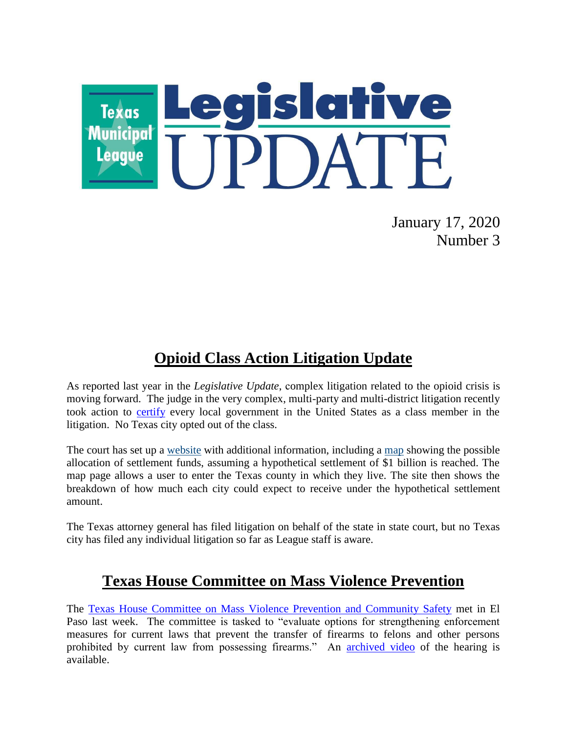# Texas Municipal League Legislative UPDATE

January 17, 2020
Number 3

## Opioid Class Action Litigation Update

As reported last year in the *Legislative Update*, complex litigation related to the opioid crisis is moving forward. The judge in the very complex, multi-party and multi-district litigation recently took action to certify every local government in the United States as a class member in the litigation. No Texas city opted out of the class.

The court has set up a website with additional information, including a map showing the possible allocation of settlement funds, assuming a hypothetical settlement of $1 billion is reached. The map page allows a user to enter the Texas county in which they live. The site then shows the breakdown of how much each city could expect to receive under the hypothetical settlement amount.

The Texas attorney general has filed litigation on behalf of the state in state court, but no Texas city has filed any individual litigation so far as League staff is aware.

## Texas House Committee on Mass Violence Prevention

The Texas House Committee on Mass Violence Prevention and Community Safety met in El Paso last week. The committee is tasked to "evaluate options for strengthening enforcement measures for current laws that prevent the transfer of firearms to felons and other persons prohibited by current law from possessing firearms." An archived video of the hearing is available.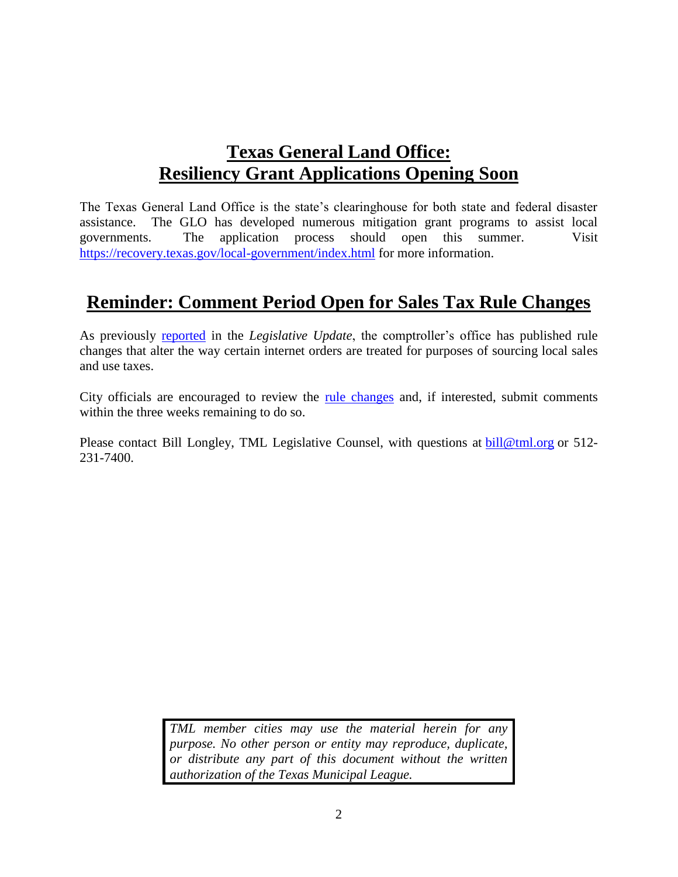## Texas General Land Office:
## Resiliency Grant Applications Opening Soon

The Texas General Land Office is the state's clearinghouse for both state and federal disaster assistance. The GLO has developed numerous mitigation grant programs to assist local governments. The application process should open this summer. Visit https://recovery.texas.gov/local-government/index.html for more information.

## Reminder: Comment Period Open for Sales Tax Rule Changes

As previously reported in the *Legislative Update*, the comptroller's office has published rule changes that alter the way certain internet orders are treated for purposes of sourcing local sales and use taxes.

City officials are encouraged to review the rule changes and, if interested, submit comments within the three weeks remaining to do so.

Please contact Bill Longley, TML Legislative Counsel, with questions at bill@tml.org or 512-231-7400.

*TML member cities may use the material herein for any purpose. No other person or entity may reproduce, duplicate, or distribute any part of this document without the written authorization of the Texas Municipal League.*